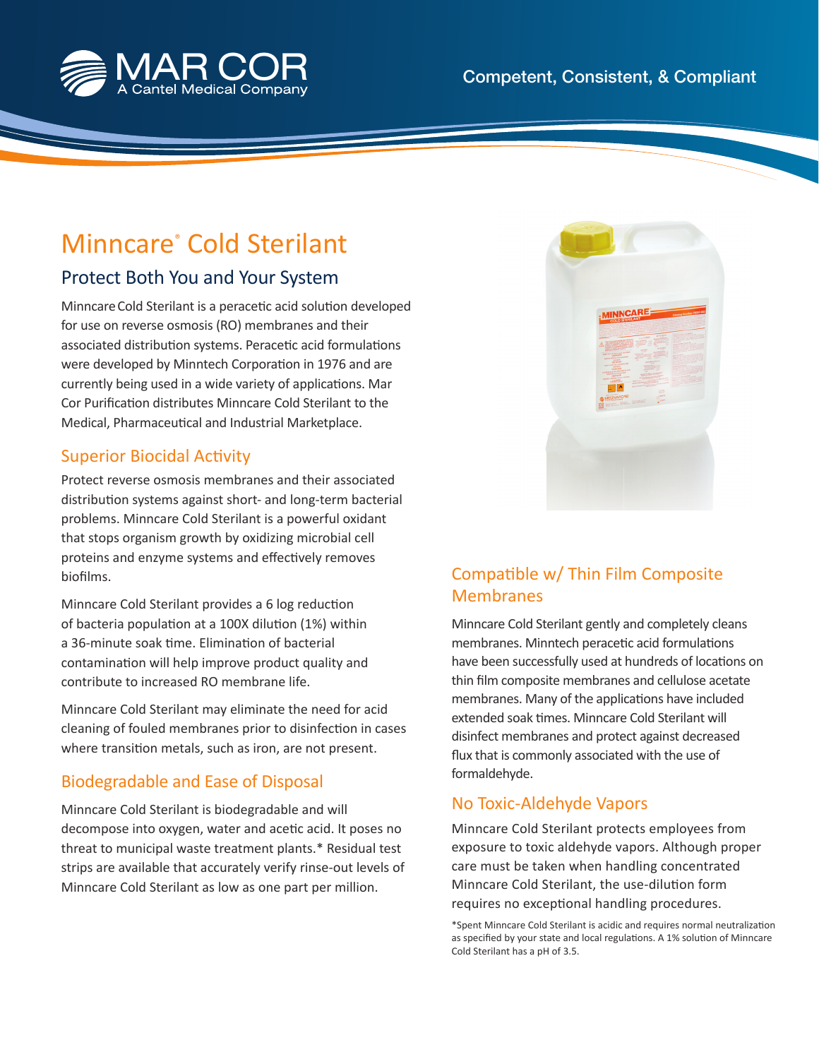MAR COR
A Cantel Medical Company

Competent, Consistent, & Compliant

# Minncare® Cold Sterilant

## Protect Both You and Your System

Minncare Cold Sterilant is a peracetic acid solution developed for use on reverse osmosis (RO) membranes and their associated distribution systems. Peracetic acid formulations were developed by Minntech Corporation in 1976 and are currently being used in a wide variety of applications. Mar Cor Purification distributes Minncare Cold Sterilant to the Medical, Pharmaceutical and Industrial Marketplace.

### Superior Biocidal Activity

Protect reverse osmosis membranes and their associated distribution systems against short- and long-term bacterial problems. Minncare Cold Sterilant is a powerful oxidant that stops organism growth by oxidizing microbial cell proteins and enzyme systems and effectively removes biofilms.

Minncare Cold Sterilant provides a 6 log reduction of bacteria population at a 100X dilution (1%) within a 36-minute soak time. Elimination of bacterial contamination will help improve product quality and contribute to increased RO membrane life.

Minncare Cold Sterilant may eliminate the need for acid cleaning of fouled membranes prior to disinfection in cases where transition metals, such as iron, are not present.

### Biodegradable and Ease of Disposal

Minncare Cold Sterilant is biodegradable and will decompose into oxygen, water and acetic acid. It poses no threat to municipal waste treatment plants.* Residual test strips are available that accurately verify rinse-out levels of Minncare Cold Sterilant as low as one part per million.

### Compatible w/ Thin Film Composite Membranes

Minncare Cold Sterilant gently and completely cleans membranes. Minntech peracetic acid formulations have been successfully used at hundreds of locations on thin film composite membranes and cellulose acetate membranes. Many of the applications have included extended soak times. Minncare Cold Sterilant will disinfect membranes and protect against decreased flux that is commonly associated with the use of formaldehyde.

### No Toxic-Aldehyde Vapors

Minncare Cold Sterilant protects employees from exposure to toxic aldehyde vapors. Although proper care must be taken when handling concentrated Minncare Cold Sterilant, the use-dilution form requires no exceptional handling procedures.

*Spent Minncare Cold Sterilant is acidic and requires normal neutralization as specified by your state and local regulations. A 1% solution of Minncare Cold Sterilant has a pH of 3.5.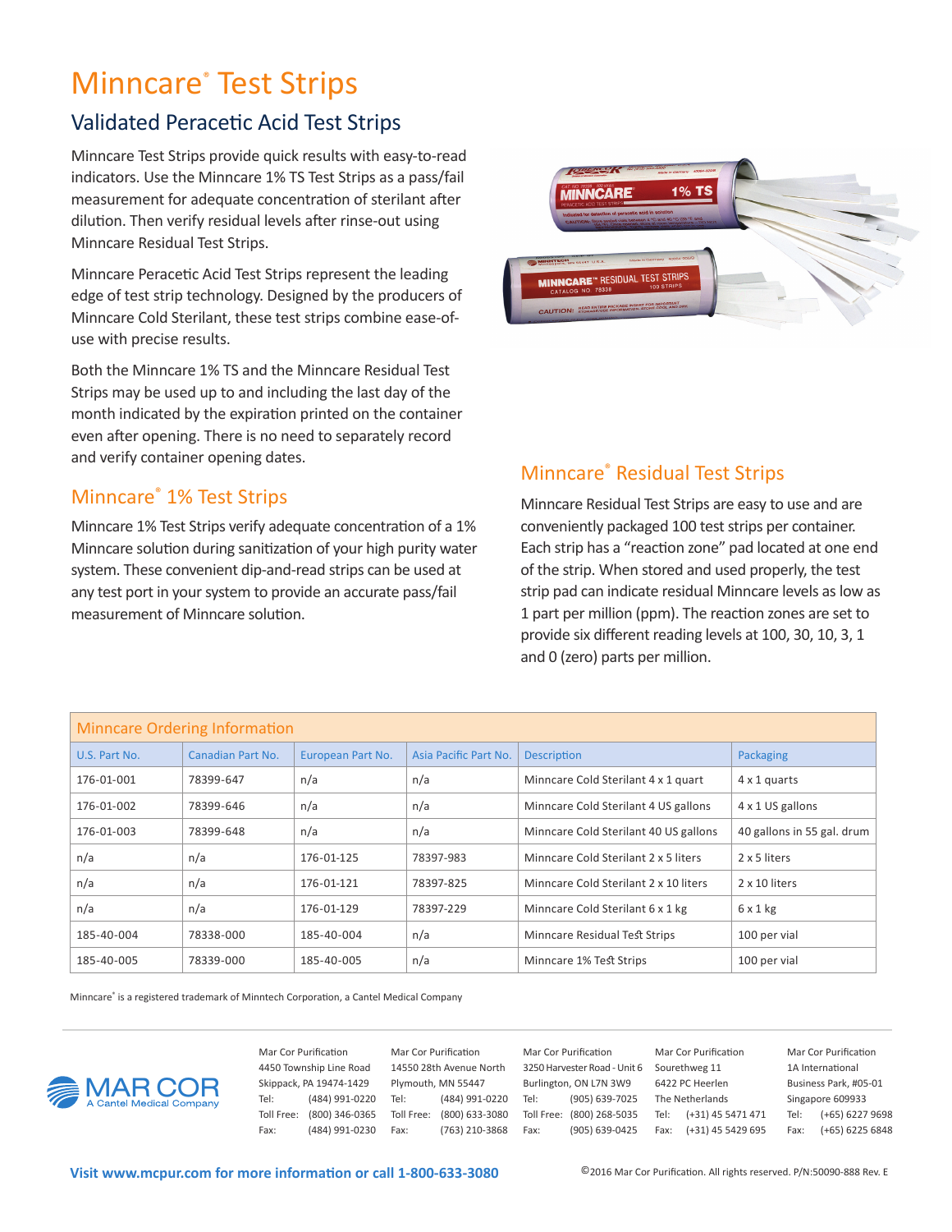# Minncare® Test Strips

## Validated Peracetic Acid Test Strips

Minncare Test Strips provide quick results with easy-to-read indicators. Use the Minncare 1% TS Test Strips as a pass/fail measurement for adequate concentration of sterilant after dilution. Then verify residual levels after rinse-out using Minncare Residual Test Strips.

Minncare Peracetic Acid Test Strips represent the leading edge of test strip technology. Designed by the producers of Minncare Cold Sterilant, these test strips combine ease-of-use with precise results.

Both the Minncare 1% TS and the Minncare Residual Test Strips may be used up to and including the last day of the month indicated by the expiration printed on the container even after opening. There is no need to separately record and verify container opening dates.

## Minncare® 1% Test Strips

Minncare 1% Test Strips verify adequate concentration of a 1% Minncare solution during sanitization of your high purity water system. These convenient dip-and-read strips can be used at any test port in your system to provide an accurate pass/fail measurement of Minncare solution.

## Minncare® Residual Test Strips

Minncare Residual Test Strips are easy to use and are conveniently packaged 100 test strips per container. Each strip has a "reaction zone" pad located at one end of the strip. When stored and used properly, the test strip pad can indicate residual Minncare levels as low as 1 part per million (ppm). The reaction zones are set to provide six different reading levels at 100, 30, 10, 3, 1 and 0 (zero) parts per million.

### Minncare Ordering Information

| U.S. Part No. | Canadian Part No. | European Part No. | Asia Pacific Part No. | Description | Packaging |
|---|---|---|---|---|---|
| 176-01-001 | 78399-647 | n/a | n/a | Minncare Cold Sterilant 4 x 1 quart | 4 x 1 quarts |
| 176-01-002 | 78399-646 | n/a | n/a | Minncare Cold Sterilant 4 US gallons | 4 x 1 US gallons |
| 176-01-003 | 78399-648 | n/a | n/a | Minncare Cold Sterilant 40 US gallons | 40 gallons in 55 gal. drum |
| n/a | n/a | 176-01-125 | 78397-983 | Minncare Cold Sterilant 2 x 5 liters | 2 x 5 liters |
| n/a | n/a | 176-01-121 | 78397-825 | Minncare Cold Sterilant 2 x 10 liters | 2 x 10 liters |
| n/a | n/a | 176-01-129 | 78397-229 | Minncare Cold Sterilant 6 x 1 kg | 6 x 1 kg |
| 185-40-004 | 78338-000 | 185-40-004 | n/a | Minncare Residual Test Strips | 100 per vial |
| 185-40-005 | 78339-000 | 185-40-005 | n/a | Minncare 1% Test Strips | 100 per vial |

Minncare® is a registered trademark of Minntech Corporation, a Cantel Medical Company

MAR COR
A Cantel Medical Company

Mar Cor Purification
4450 Township Line Road
Skippack, PA 19474-1429
Tel: (484) 991-0220
Toll Free: (800) 346-0365
Fax: (484) 991-0230

Mar Cor Purification
14550 28th Avenue North
Plymouth, MN 55447
Tel: (484) 991-0220
Toll Free: (800) 633-3080
Fax: (763) 210-3868

Mar Cor Purification
3250 Harvester Road - Unit 6
Burlington, ON L7N 3W9
Tel: (905) 639-7025
Toll Free: (800) 268-5035
Fax: (905) 639-0425

Mar Cor Purification
Sourethweg 11
6422 PC Heerlen
The Netherlands
Tel: (+31) 45 5471 471
Fax: (+31) 45 5429 695

Mar Cor Purification
1A International
Business Park, #05-01
Singapore 609933
Tel: (+65) 6227 9698
Fax: (+65) 6225 6848

**Visit www.mcpur.com for more information or call 1-800-633-3080**

©2016 Mar Cor Purification. All rights reserved. P/N:50090-888 Rev. E